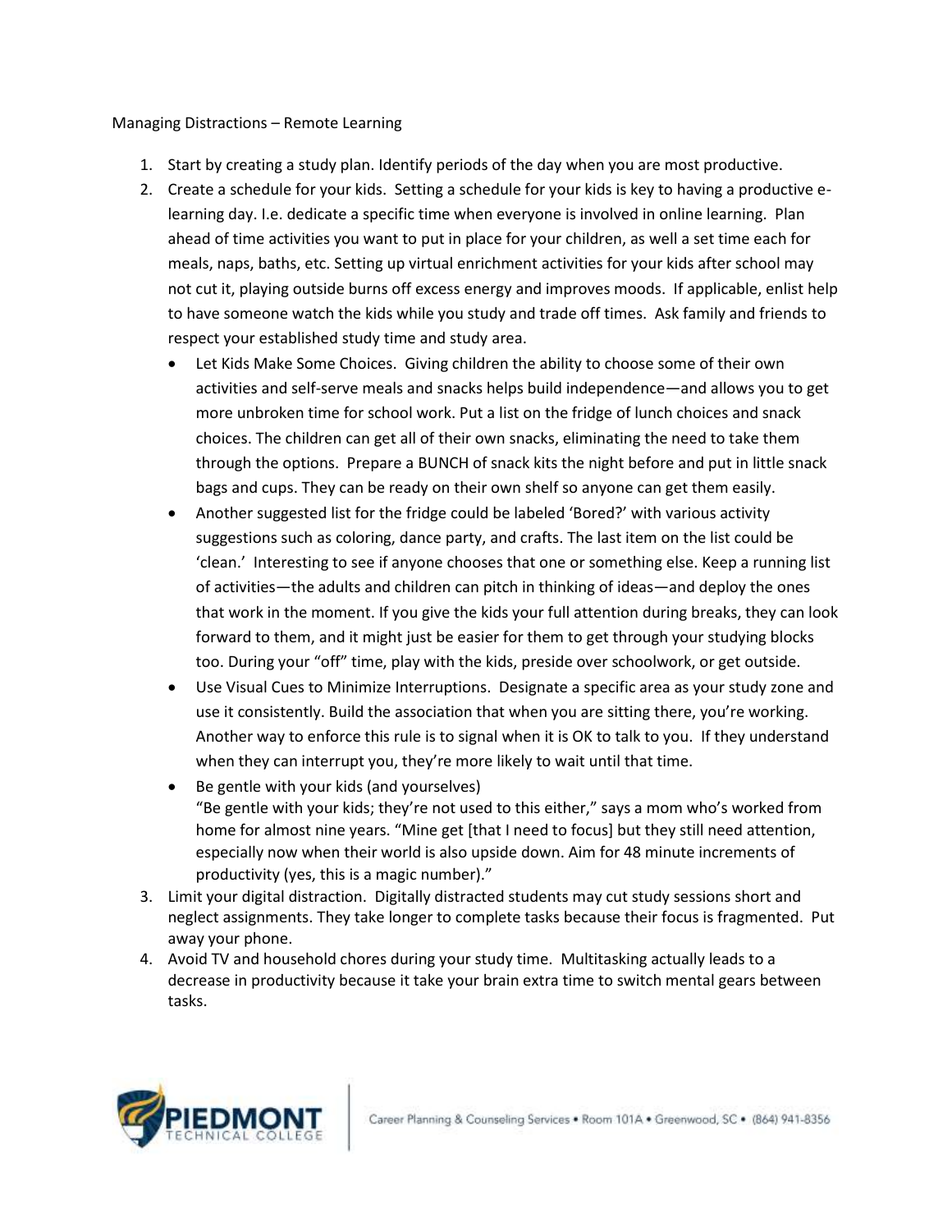# Managing Distractions – Remote Learning

1. Start by creating a study plan. Identify periods of the day when you are most productive.
2. Create a schedule for your kids. Setting a schedule for your kids is key to having a productive e-learning day. I.e. dedicate a specific time when everyone is involved in online learning. Plan ahead of time activities you want to put in place for your children, as well a set time each for meals, naps, baths, etc. Setting up virtual enrichment activities for your kids after school may not cut it, playing outside burns off excess energy and improves moods. If applicable, enlist help to have someone watch the kids while you study and trade off times. Ask family and friends to respect your established study time and study area.
   - Let Kids Make Some Choices. Giving children the ability to choose some of their own activities and self-serve meals and snacks helps build independence—and allows you to get more unbroken time for school work. Put a list on the fridge of lunch choices and snack choices. The children can get all of their own snacks, eliminating the need to take them through the options. Prepare a BUNCH of snack kits the night before and put in little snack bags and cups. They can be ready on their own shelf so anyone can get them easily.
   - Another suggested list for the fridge could be labeled 'Bored?' with various activity suggestions such as coloring, dance party, and crafts. The last item on the list could be 'clean.' Interesting to see if anyone chooses that one or something else. Keep a running list of activities—the adults and children can pitch in thinking of ideas—and deploy the ones that work in the moment. If you give the kids your full attention during breaks, they can look forward to them, and it might just be easier for them to get through your studying blocks too. During your "off" time, play with the kids, preside over schoolwork, or get outside.
   - Use Visual Cues to Minimize Interruptions. Designate a specific area as your study zone and use it consistently. Build the association that when you are sitting there, you're working. Another way to enforce this rule is to signal when it is OK to talk to you. If they understand when they can interrupt you, they're more likely to wait until that time.
   - Be gentle with your kids (and yourselves)
     "Be gentle with your kids; they're not used to this either," says a mom who's worked from home for almost nine years. "Mine get [that I need to focus] but they still need attention, especially now when their world is also upside down. Aim for 48 minute increments of productivity (yes, this is a magic number)."
3. Limit your digital distraction. Digitally distracted students may cut study sessions short and neglect assignments. They take longer to complete tasks because their focus is fragmented. Put away your phone.
4. Avoid TV and household chores during your study time. Multitasking actually leads to a decrease in productivity because it take your brain extra time to switch mental gears between tasks.

PIEDMONT TECHNICAL COLLEGE | Career Planning & Counseling Services • Room 101A • Greenwood, SC • (864) 941-8356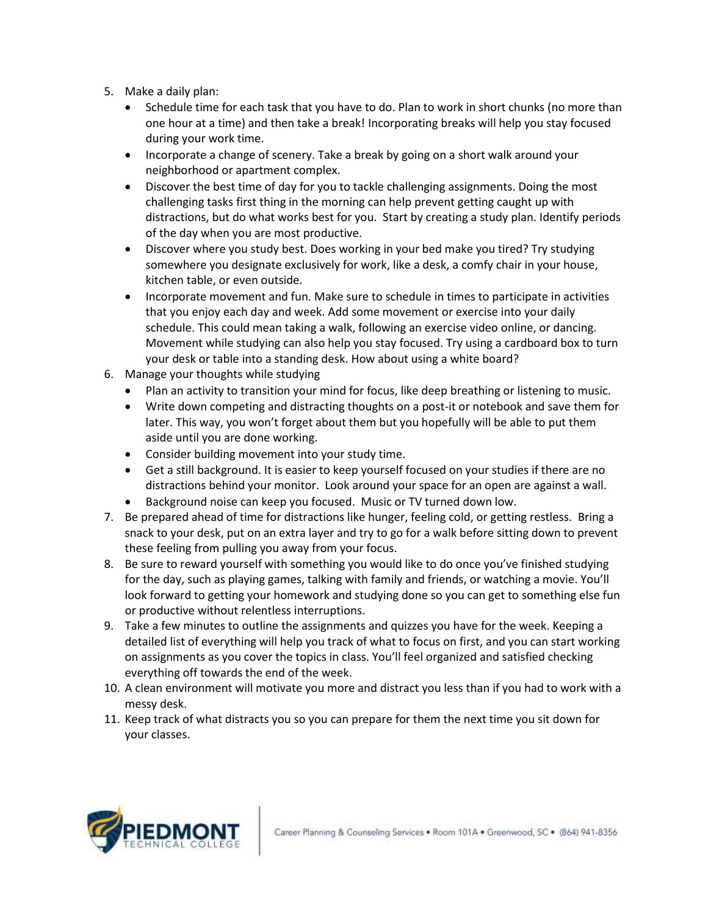5. Make a daily plan:
   - Schedule time for each task that you have to do. Plan to work in short chunks (no more than one hour at a time) and then take a break! Incorporating breaks will help you stay focused during your work time.
   - Incorporate a change of scenery. Take a break by going on a short walk around your neighborhood or apartment complex.
   - Discover the best time of day for you to tackle challenging assignments. Doing the most challenging tasks first thing in the morning can help prevent getting caught up with distractions, but do what works best for you. Start by creating a study plan. Identify periods of the day when you are most productive.
   - Discover where you study best. Does working in your bed make you tired? Try studying somewhere you designate exclusively for work, like a desk, a comfy chair in your house, kitchen table, or even outside.
   - Incorporate movement and fun. Make sure to schedule in times to participate in activities that you enjoy each day and week. Add some movement or exercise into your daily schedule. This could mean taking a walk, following an exercise video online, or dancing. Movement while studying can also help you stay focused. Try using a cardboard box to turn your desk or table into a standing desk. How about using a white board?
6. Manage your thoughts while studying
   - Plan an activity to transition your mind for focus, like deep breathing or listening to music.
   - Write down competing and distracting thoughts on a post-it or notebook and save them for later. This way, you won't forget about them but you hopefully will be able to put them aside until you are done working.
   - Consider building movement into your study time.
   - Get a still background. It is easier to keep yourself focused on your studies if there are no distractions behind your monitor. Look around your space for an open are against a wall.
   - Background noise can keep you focused. Music or TV turned down low.
7. Be prepared ahead of time for distractions like hunger, feeling cold, or getting restless. Bring a snack to your desk, put on an extra layer and try to go for a walk before sitting down to prevent these feeling from pulling you away from your focus.
8. Be sure to reward yourself with something you would like to do once you've finished studying for the day, such as playing games, talking with family and friends, or watching a movie. You'll look forward to getting your homework and studying done so you can get to something else fun or productive without relentless interruptions.
9. Take a few minutes to outline the assignments and quizzes you have for the week. Keeping a detailed list of everything will help you track of what to focus on first, and you can start working on assignments as you cover the topics in class. You'll feel organized and satisfied checking everything off towards the end of the week.
10. A clean environment will motivate you more and distract you less than if you had to work with a messy desk.
11. Keep track of what distracts you so you can prepare for them the next time you sit down for your classes.